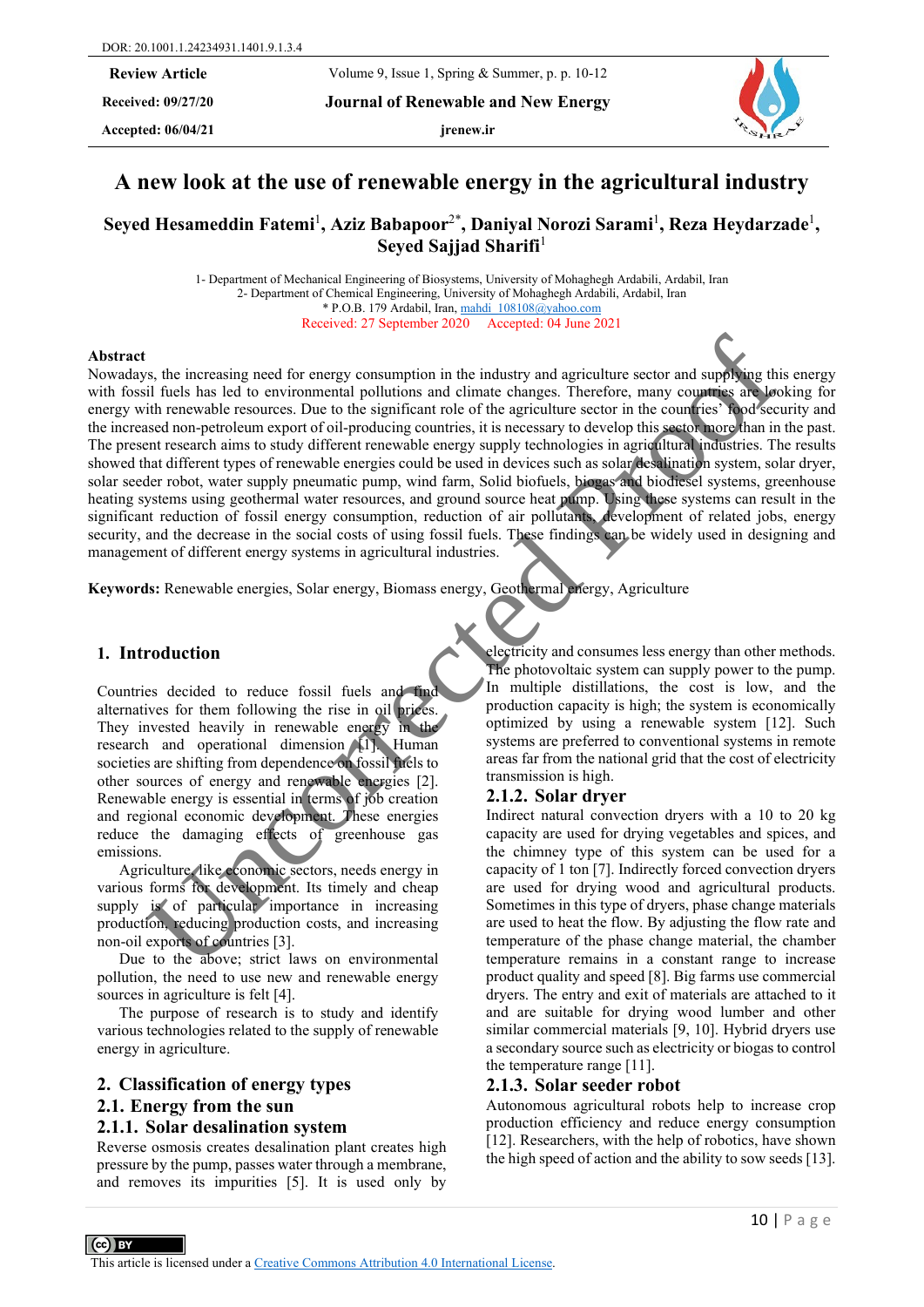DOR: 20.1001.1.24234931.1401.9.1.3.4

**Review Article**

Received: 09/27/20

Accepted: 06/04/21

# A new look at the use of renewable energy in the agricultural industry

**Seyed Hesameddin Fatemi[1], Aziz Babapoor[2*], Daniyal Norozi Sarami[1], Reza Heydarzade[1], Seyed Sajjad Sharifi[1]**

1- Department of Mechanical Engineering of Biosystems, University of Mohaghegh Ardabili, Ardabil, Iran
2- Department of Chemical Engineering, University of Mohaghegh Ardabili, Ardabil, Iran
* P.O.B. 179 Ardabil, Iran, mahdi_108108@yahoo.com

Received: 27 September 2020 Accepted: 04 June 2021

## Abstract

Nowadays, the increasing need for energy consumption in the industry and agriculture sector and supplying this energy with fossil fuels has led to environmental pollutions and climate changes. Therefore, many countries are looking for energy with renewable resources. Due to the significant role of the agriculture sector in the countries' food security and the increased non-petroleum export of oil-producing countries, it is necessary to develop this sector more than in the past. The present research aims to study different renewable energy supply technologies in agricultural industries. The results showed that different types of renewable energies could be used in devices such as solar desalination system, solar dryer, solar seeder robot, water supply pneumatic pump, wind farm, Solid biofuels, biogas and biodiesel systems, greenhouse heating systems using geothermal water resources, and ground source heat pump. Using these systems can result in the significant reduction of fossil energy consumption, reduction of air pollutants, development of related jobs, energy security, and the decrease in the social costs of using fossil fuels. These findings can be widely used in designing and management of different energy systems in agricultural industries.

**Keywords:** Renewable energies, Solar energy, Biomass energy, Geothermal energy, Agriculture

## 1. Introduction

Countries decided to reduce fossil fuels and find alternatives for them following the rise in oil prices. They invested heavily in renewable energy in the research and operational dimension [1]. Human societies are shifting from dependence on fossil fuels to other sources of energy and renewable energies [2]. Renewable energy is essential in terms of job creation and regional economic development. These energies reduce the damaging effects of greenhouse gas emissions.

Agriculture, like economic sectors, needs energy in various forms for development. Its timely and cheap supply is of particular importance in increasing production, reducing production costs, and increasing non-oil exports of countries [3].

Due to the above; strict laws on environmental pollution, the need to use new and renewable energy sources in agriculture is felt [4].

The purpose of research is to study and identify various technologies related to the supply of renewable energy in agriculture.

## 2. Classification of energy types

## 2.1. Energy from the sun

### 2.1.1. Solar desalination system

Reverse osmosis creates desalination plant creates high pressure by the pump, passes water through a membrane, and removes its impurities [5]. It is used only by electricity and consumes less energy than other methods. The photovoltaic system can supply power to the pump. In multiple distillations, the cost is low, and the production capacity is high; the system is economically optimized by using a renewable system [12]. Such systems are preferred to conventional systems in remote areas far from the national grid that the cost of electricity transmission is high.

### 2.1.2. Solar dryer

Indirect natural convection dryers with a 10 to 20 kg capacity are used for drying vegetables and spices, and the chimney type of this system can be used for a capacity of 1 ton [7]. Indirectly forced convection dryers are used for drying wood and agricultural products. Sometimes in this type of dryers, phase change materials are used to heat the flow. By adjusting the flow rate and temperature of the phase change material, the chamber temperature remains in a constant range to increase product quality and speed [8]. Big farms use commercial dryers. The entry and exit of materials are attached to it and are suitable for drying wood lumber and other similar commercial materials [9, 10]. Hybrid dryers use a secondary source such as electricity or biogas to control the temperature range [11].

### 2.1.3. Solar seeder robot

Autonomous agricultural robots help to increase crop production efficiency and reduce energy consumption [12]. Researchers, with the help of robotics, have shown the high speed of action and the ability to sow seeds [13].

This article is licensed under a Creative Commons Attribution 4.0 International License.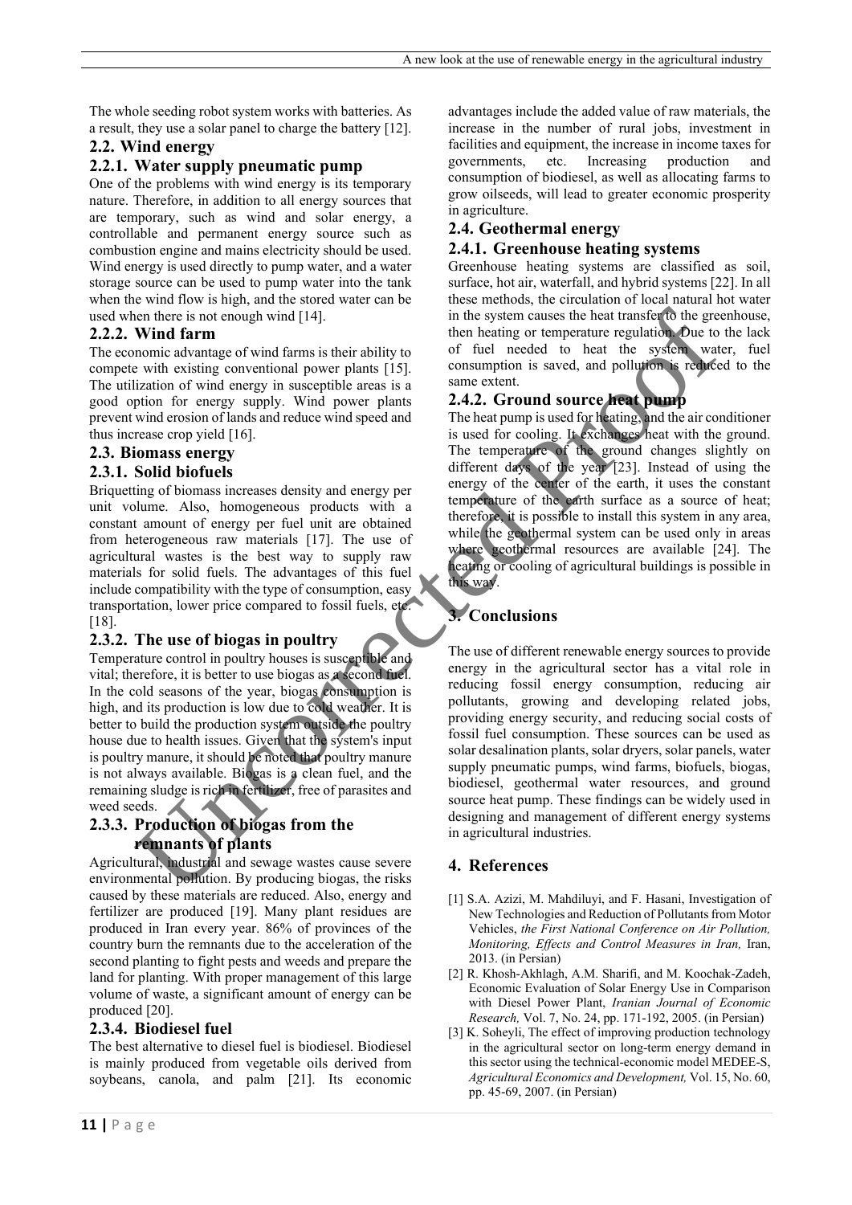The whole seeding robot system works with batteries. As a result, they use a solar panel to charge the battery [12].

### 2.2. Wind energy

#### 2.2.1. Water supply pneumatic pump

One of the problems with wind energy is its temporary nature. Therefore, in addition to all energy sources that are temporary, such as wind and solar energy, a controllable and permanent energy source such as combustion engine and mains electricity should be used. Wind energy is used directly to pump water, and a water storage source can be used to pump water into the tank when the wind flow is high, and the stored water can be used when there is not enough wind [14].

#### 2.2.2. Wind farm

The economic advantage of wind farms is their ability to compete with existing conventional power plants [15]. The utilization of wind energy in susceptible areas is a good option for energy supply. Wind power plants prevent wind erosion of lands and reduce wind speed and thus increase crop yield [16].

### 2.3. Biomass energy

#### 2.3.1. Solid biofuels

Briquetting of biomass increases density and energy per unit volume. Also, homogeneous products with a constant amount of energy per fuel unit are obtained from heterogeneous raw materials [17]. The use of agricultural wastes is the best way to supply raw materials for solid fuels. The advantages of this fuel include compatibility with the type of consumption, easy transportation, lower price compared to fossil fuels, etc. [18].

#### 2.3.2. The use of biogas in poultry

Temperature control in poultry houses is susceptible and vital; therefore, it is better to use biogas as a second fuel. In the cold seasons of the year, biogas consumption is high, and its production is low due to cold weather. It is better to build the production system outside the poultry house due to health issues. Given that the system's input is poultry manure, it should be noted that poultry manure is not always available. Biogas is a clean fuel, and the remaining sludge is rich in fertilizer, free of parasites and weed seeds.

#### 2.3.3. Production of biogas from the remnants of plants

Agricultural, industrial and sewage wastes cause severe environmental pollution. By producing biogas, the risks caused by these materials are reduced. Also, energy and fertilizer are produced [19]. Many plant residues are produced in Iran every year. 86% of provinces of the country burn the remnants due to the acceleration of the second planting to fight pests and weeds and prepare the land for planting. With proper management of this large volume of waste, a significant amount of energy can be produced [20].

#### 2.3.4. Biodiesel fuel

The best alternative to diesel fuel is biodiesel. Biodiesel is mainly produced from vegetable oils derived from soybeans, canola, and palm [21]. Its economic advantages include the added value of raw materials, the increase in the number of rural jobs, investment in facilities and equipment, the increase in income taxes for governments, etc. Increasing production and consumption of biodiesel, as well as allocating farms to grow oilseeds, will lead to greater economic prosperity in agriculture.

### 2.4. Geothermal energy

#### 2.4.1. Greenhouse heating systems

Greenhouse heating systems are classified as soil, surface, hot air, waterfall, and hybrid systems [22]. In all these methods, the circulation of local natural hot water in the system causes the heat transfer to the greenhouse, then heating or temperature regulation. Due to the lack of fuel needed to heat the system water, fuel consumption is saved, and pollution is reduced to the same extent.

#### 2.4.2. Ground source heat pump

The heat pump is used for heating, and the air conditioner is used for cooling. It exchanges heat with the ground. The temperature of the ground changes slightly on different days of the year [23]. Instead of using the energy of the center of the earth, it uses the constant temperature of the earth surface as a source of heat; therefore, it is possible to install this system in any area, while the geothermal system can be used only in areas where geothermal resources are available [24]. The heating or cooling of agricultural buildings is possible in this way.

## 3. Conclusions

The use of different renewable energy sources to provide energy in the agricultural sector has a vital role in reducing fossil energy consumption, reducing air pollutants, growing and developing related jobs, providing energy security, and reducing social costs of fossil fuel consumption. These sources can be used as solar desalination plants, solar dryers, solar panels, water supply pneumatic pumps, wind farms, biofuels, biogas, biodiesel, geothermal water resources, and ground source heat pump. These findings can be widely used in designing and management of different energy systems in agricultural industries.

## 4. References

[1] S.A. Azizi, M. Mahdiluyi, and F. Hasani, Investigation of New Technologies and Reduction of Pollutants from Motor Vehicles, *the First National Conference on Air Pollution, Monitoring, Effects and Control Measures in Iran,* Iran, 2013. (in Persian)

[2] R. Khosh-Akhlagh, A.M. Sharifi, and M. Koochak-Zadeh, Economic Evaluation of Solar Energy Use in Comparison with Diesel Power Plant, *Iranian Journal of Economic Research,* Vol. 7, No. 24, pp. 171-192, 2005. (in Persian)

[3] K. Soheyli, The effect of improving production technology in the agricultural sector on long-term energy demand in this sector using the technical-economic model MEDEE-S, *Agricultural Economics and Development,* Vol. 15, No. 60, pp. 45-69, 2007. (in Persian)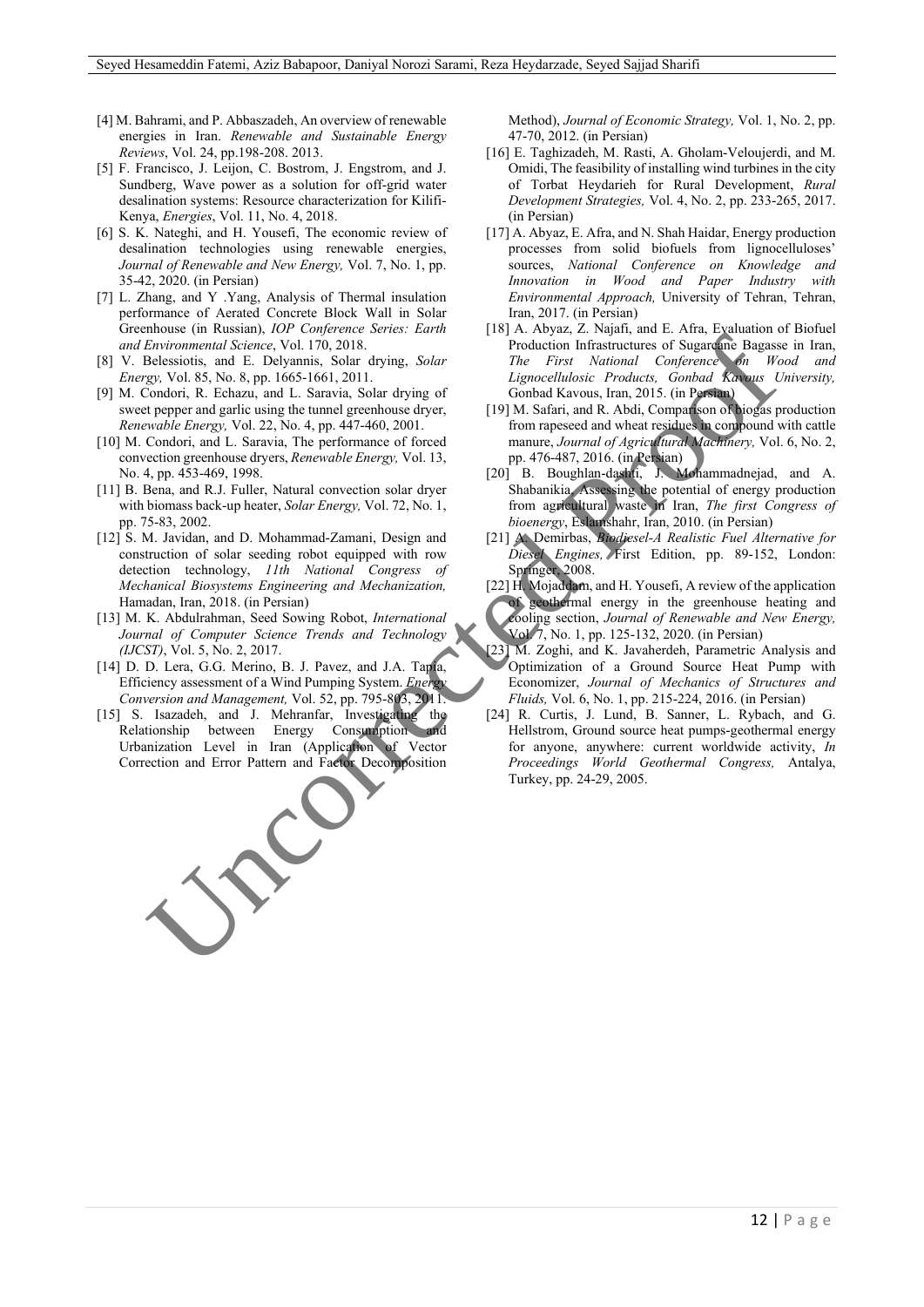[4] M. Bahrami, and P. Abbaszadeh, An overview of renewable energies in Iran. *Renewable and Sustainable Energy Reviews*, Vol. 24, pp.198-208. 2013.

[5] F. Francisco, J. Leijon, C. Bostrom, J. Engstrom, and J. Sundberg, Wave power as a solution for off-grid water desalination systems: Resource characterization for Kilifi-Kenya, *Energies*, Vol. 11, No. 4, 2018.

[6] S. K. Nateghi, and H. Yousefi, The economic review of desalination technologies using renewable energies, *Journal of Renewable and New Energy,* Vol. 7, No. 1, pp. 35-42, 2020. (in Persian)

[7] L. Zhang, and Y .Yang, Analysis of Thermal insulation performance of Aerated Concrete Block Wall in Solar Greenhouse (in Russian), *IOP Conference Series: Earth and Environmental Science*, Vol. 170, 2018.

[8] V. Belessiotis, and E. Delyannis, Solar drying, *Solar Energy,* Vol. 85, No. 8, pp. 1665-1661, 2011.

[9] M. Condori, R. Echazu, and L. Saravia, Solar drying of sweet pepper and garlic using the tunnel greenhouse dryer, *Renewable Energy,* Vol. 22, No. 4, pp. 447-460, 2001.

[10] M. Condori, and L. Saravia, The performance of forced convection greenhouse dryers, *Renewable Energy,* Vol. 13, No. 4, pp. 453-469, 1998.

[11] B. Bena, and R.J. Fuller, Natural convection solar dryer with biomass back-up heater, *Solar Energy,* Vol. 72, No. 1, pp. 75-83, 2002.

[12] S. M. Javidan, and D. Mohammad-Zamani, Design and construction of solar seeding robot equipped with row detection technology, *11th National Congress of Mechanical Biosystems Engineering and Mechanization,* Hamadan, Iran, 2018. (in Persian)

[13] M. K. Abdulrahman, Seed Sowing Robot, *International Journal of Computer Science Trends and Technology (IJCST)*, Vol. 5, No. 2, 2017.

[14] D. D. Lera, G.G. Merino, B. J. Pavez, and J.A. Tapia, Efficiency assessment of a Wind Pumping System. *Energy Conversion and Management,* Vol. 52, pp. 795-803, 2011.

[15] S. Isazadeh, and J. Mehranfar, Investigating the Relationship between Energy Consumption and Urbanization Level in Iran (Application of Vector Correction and Error Pattern and Factor Decomposition Method), *Journal of Economic Strategy,* Vol. 1, No. 2, pp. 47-70, 2012. (in Persian)

[16] E. Taghizadeh, M. Rasti, A. Gholam-Veloujerdi, and M. Omidi, The feasibility of installing wind turbines in the city of Torbat Heydarieh for Rural Development, *Rural Development Strategies,* Vol. 4, No. 2, pp. 233-265, 2017. (in Persian)

[17] A. Abyaz, E. Afra, and N. Shah Haidar, Energy production processes from solid biofuels from lignocelluloses' sources, *National Conference on Knowledge and Innovation in Wood and Paper Industry with Environmental Approach,* University of Tehran, Tehran, Iran, 2017. (in Persian)

[18] A. Abyaz, Z. Najafi, and E. Afra, Evaluation of Biofuel Production Infrastructures of Sugarcane Bagasse in Iran, *The First National Conference on Wood and Lignocellulosic Products, Gonbad Kavous University,* Gonbad Kavous, Iran, 2015. (in Persian)

[19] M. Safari, and R. Abdi, Comparison of biogas production from rapeseed and wheat residues in compound with cattle manure, *Journal of Agricultural Machinery,* Vol. 6, No. 2, pp. 476-487, 2016. (in Persian)

[20] B. Boughlan-dashti, J. Mohammadnejad, and A. Shabanikia, Assessing the potential of energy production from agricultural waste in Iran, *The first Congress of bioenergy*, Eslamshahr, Iran, 2010. (in Persian)

[21] A. Demirbas, *Biodiesel-A Realistic Fuel Alternative for Diesel Engines,* First Edition, pp. 89-152, London: Springer, 2008.

[22] H. Mojaddam, and H. Yousefi, A review of the application of geothermal energy in the greenhouse heating and cooling section, *Journal of Renewable and New Energy,* Vol. 7, No. 1, pp. 125-132, 2020. (in Persian)

[23] M. Zoghi, and K. Javaherdeh, Parametric Analysis and Optimization of a Ground Source Heat Pump with Economizer, *Journal of Mechanics of Structures and Fluids,* Vol. 6, No. 1, pp. 215-224, 2016. (in Persian)

[24] R. Curtis, J. Lund, B. Sanner, L. Rybach, and G. Hellstrom, Ground source heat pumps-geothermal energy for anyone, anywhere: current worldwide activity, *In Proceedings World Geothermal Congress,* Antalya, Turkey, pp. 24-29, 2005.